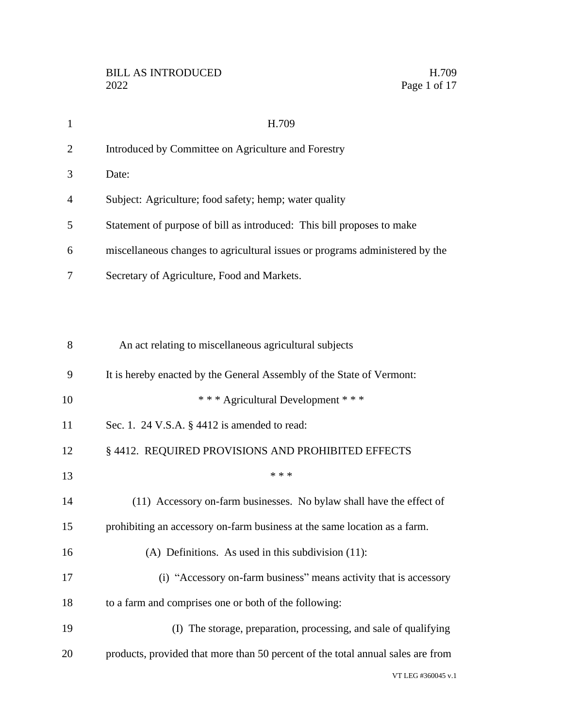H.709

Introduced by Committee on Agriculture and Forestry

Date:

Subject: Agriculture; food safety; hemp; water quality

Statement of purpose of bill as introduced: This bill proposes to make miscellaneous changes to agricultural issues or programs administered by the Secretary of Agriculture, Food and Markets.

An act relating to miscellaneous agricultural subjects

It is hereby enacted by the General Assembly of the State of Vermont:

\* \* \* Agricultural Development \* \* \*

Sec. 1. 24 V.S.A. § 4412 is amended to read:

§ 4412. REQUIRED PROVISIONS AND PROHIBITED EFFECTS

\* \* \*

(11) Accessory on-farm businesses. No bylaw shall have the effect of prohibiting an accessory on-farm business at the same location as a farm.

(A) Definitions. As used in this subdivision (11):

(i) "Accessory on-farm business" means activity that is accessory to a farm and comprises one or both of the following:

(I) The storage, preparation, processing, and sale of qualifying products, provided that more than 50 percent of the total annual sales are from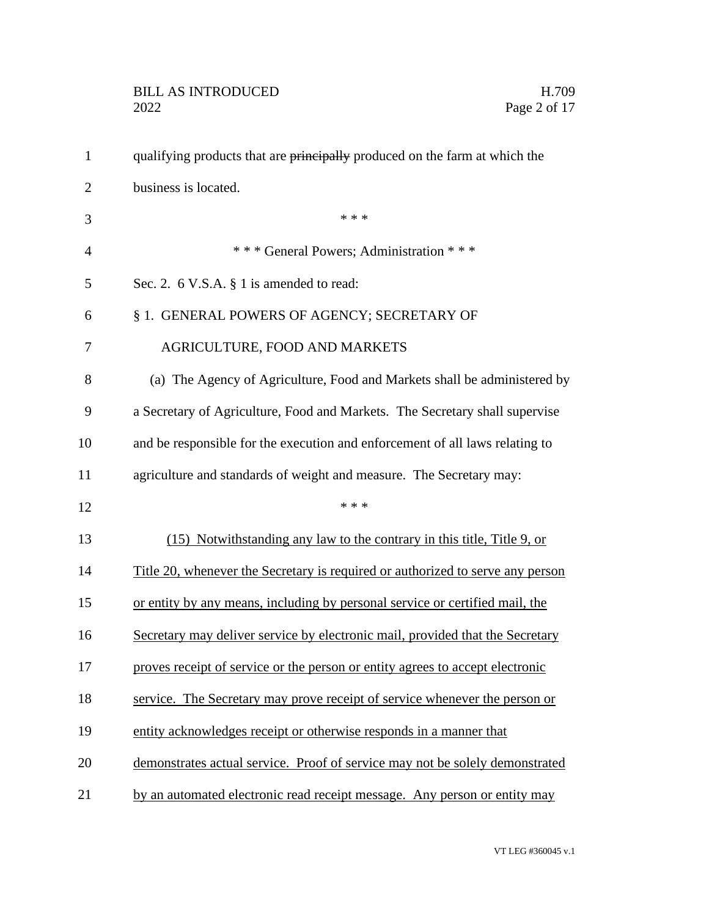qualifying products that are ~~principally~~ produced on the farm at which the business is located.

\* \* \*

\* \* \* General Powers; Administration \* \* \*

Sec. 2. 6 V.S.A. § 1 is amended to read:

§ 1. GENERAL POWERS OF AGENCY; SECRETARY OF AGRICULTURE, FOOD AND MARKETS

(a) The Agency of Agriculture, Food and Markets shall be administered by a Secretary of Agriculture, Food and Markets. The Secretary shall supervise and be responsible for the execution and enforcement of all laws relating to agriculture and standards of weight and measure. The Secretary may:

\* \* \*

<u>(15) Notwithstanding any law to the contrary in this title, Title 9, or Title 20, whenever the Secretary is required or authorized to serve any person or entity by any means, including by personal service or certified mail, the Secretary may deliver service by electronic mail, provided that the Secretary proves receipt of service or the person or entity agrees to accept electronic service. The Secretary may prove receipt of service whenever the person or entity acknowledges receipt or otherwise responds in a manner that demonstrates actual service. Proof of service may not be solely demonstrated by an automated electronic read receipt message. Any person or entity may</u>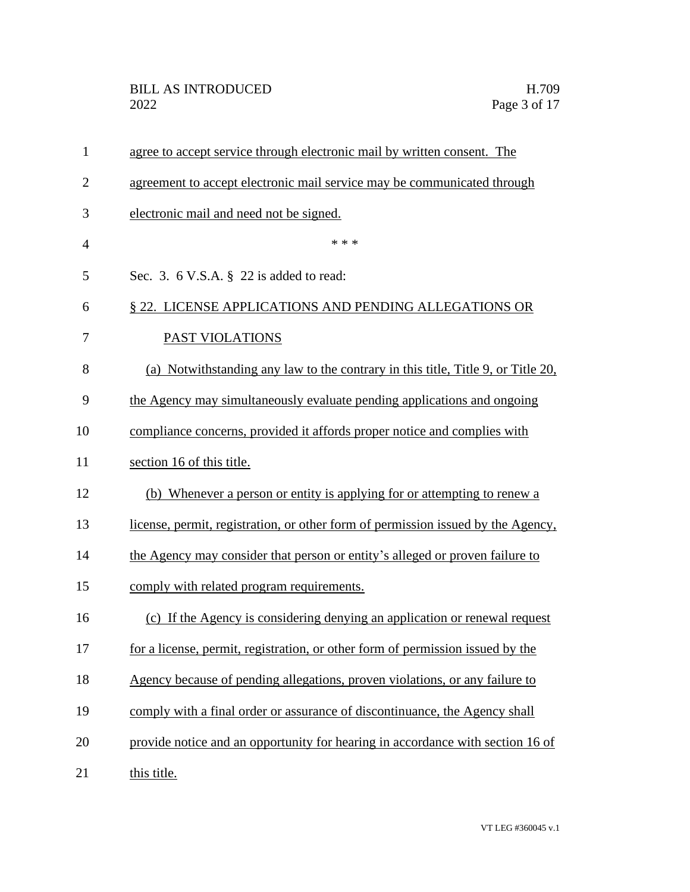agree to accept service through electronic mail by written consent. The agreement to accept electronic mail service may be communicated through electronic mail and need not be signed.

\* \* \*

Sec. 3. 6 V.S.A. § 22 is added to read:

§ 22. LICENSE APPLICATIONS AND PENDING ALLEGATIONS OR PAST VIOLATIONS

(a) Notwithstanding any law to the contrary in this title, Title 9, or Title 20, the Agency may simultaneously evaluate pending applications and ongoing compliance concerns, provided it affords proper notice and complies with section 16 of this title.

(b) Whenever a person or entity is applying for or attempting to renew a license, permit, registration, or other form of permission issued by the Agency, the Agency may consider that person or entity's alleged or proven failure to comply with related program requirements.

(c) If the Agency is considering denying an application or renewal request for a license, permit, registration, or other form of permission issued by the Agency because of pending allegations, proven violations, or any failure to comply with a final order or assurance of discontinuance, the Agency shall provide notice and an opportunity for hearing in accordance with section 16 of this title.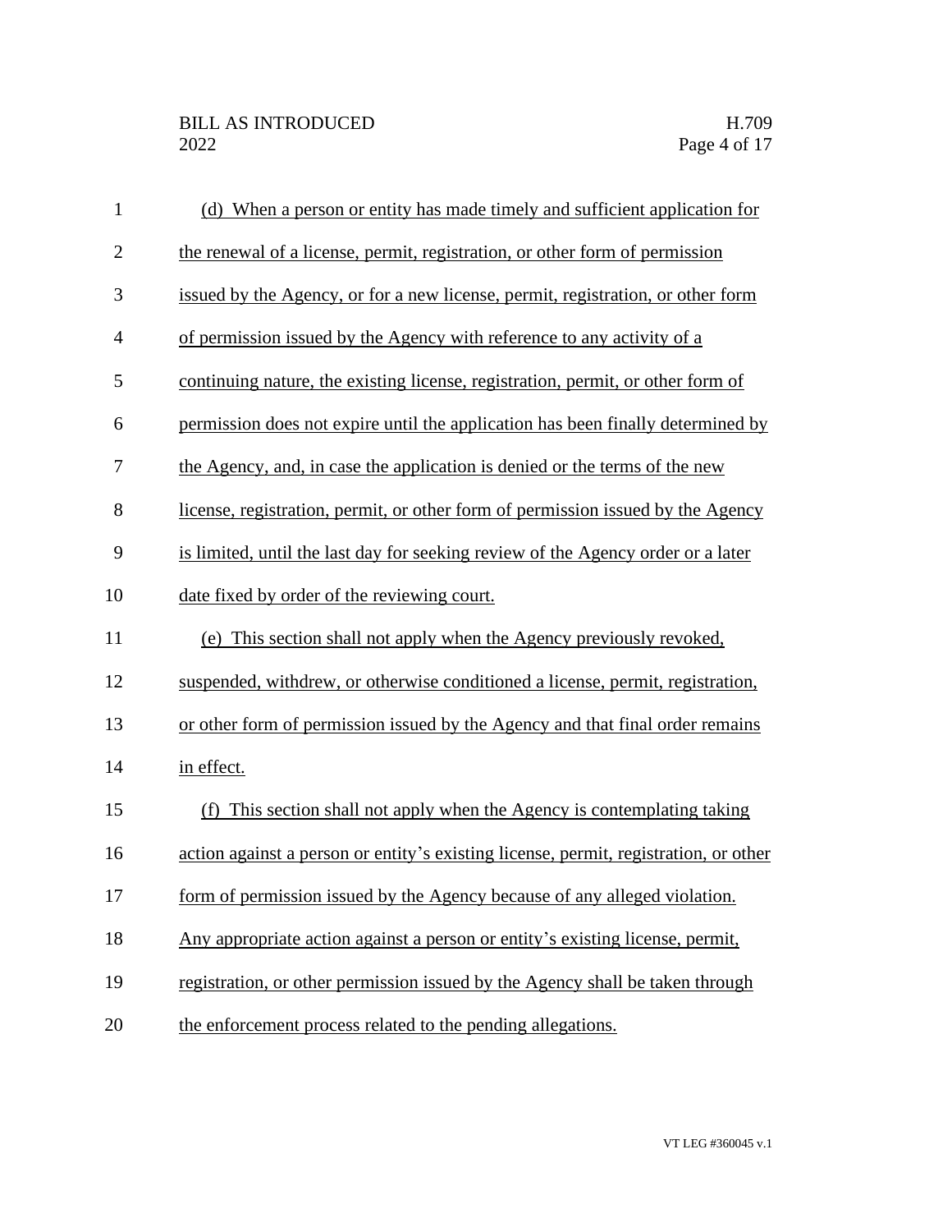(d) When a person or entity has made timely and sufficient application for the renewal of a license, permit, registration, or other form of permission issued by the Agency, or for a new license, permit, registration, or other form of permission issued by the Agency with reference to any activity of a continuing nature, the existing license, registration, permit, or other form of permission does not expire until the application has been finally determined by the Agency, and, in case the application is denied or the terms of the new license, registration, permit, or other form of permission issued by the Agency is limited, until the last day for seeking review of the Agency order or a later date fixed by order of the reviewing court.

(e) This section shall not apply when the Agency previously revoked, suspended, withdrew, or otherwise conditioned a license, permit, registration, or other form of permission issued by the Agency and that final order remains in effect.

(f) This section shall not apply when the Agency is contemplating taking action against a person or entity's existing license, permit, registration, or other form of permission issued by the Agency because of any alleged violation. Any appropriate action against a person or entity's existing license, permit, registration, or other permission issued by the Agency shall be taken through the enforcement process related to the pending allegations.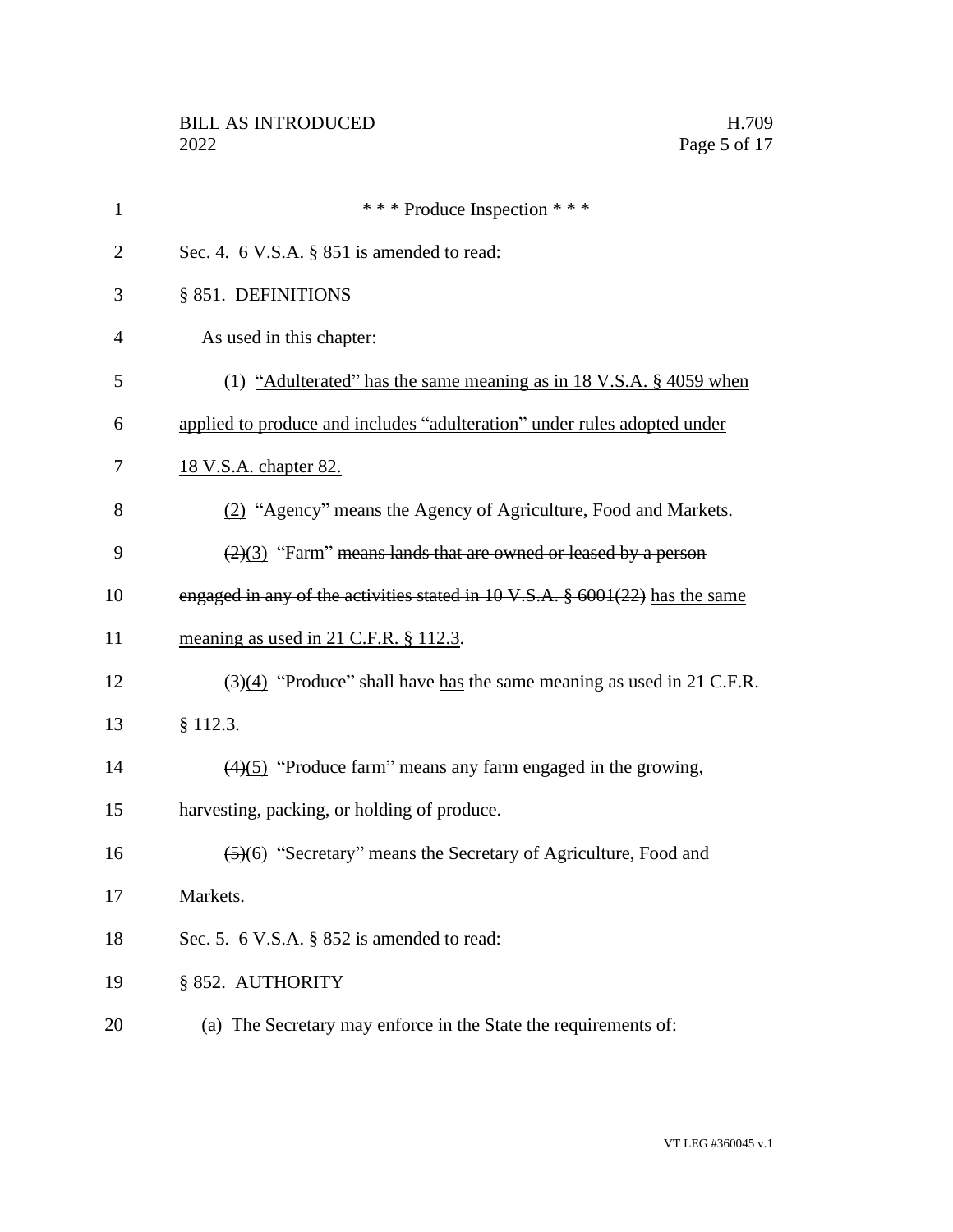\* \* \* Produce Inspection \* \* \*

Sec. 4. 6 V.S.A. § 851 is amended to read:

§ 851. DEFINITIONS

As used in this chapter:

(1) <u>"Adulterated" has the same meaning as in 18 V.S.A. § 4059 when applied to produce and includes "adulteration" under rules adopted under 18 V.S.A. chapter 82.</u>

<u>(2)</u> "Agency" means the Agency of Agriculture, Food and Markets.

~~(2)~~<u>(3)</u> "Farm" ~~means lands that are owned or leased by a person engaged in any of the activities stated in 10 V.S.A. § 6001(22)~~ <u>has the same meaning as used in 21 C.F.R. § 112.3</u>.

~~(3)~~<u>(4)</u> "Produce" ~~shall have~~ <u>has</u> the same meaning as used in 21 C.F.R. § 112.3.

~~(4)~~<u>(5)</u> "Produce farm" means any farm engaged in the growing, harvesting, packing, or holding of produce.

~~(5)~~<u>(6)</u> "Secretary" means the Secretary of Agriculture, Food and Markets.

Sec. 5. 6 V.S.A. § 852 is amended to read:

§ 852. AUTHORITY

(a) The Secretary may enforce in the State the requirements of: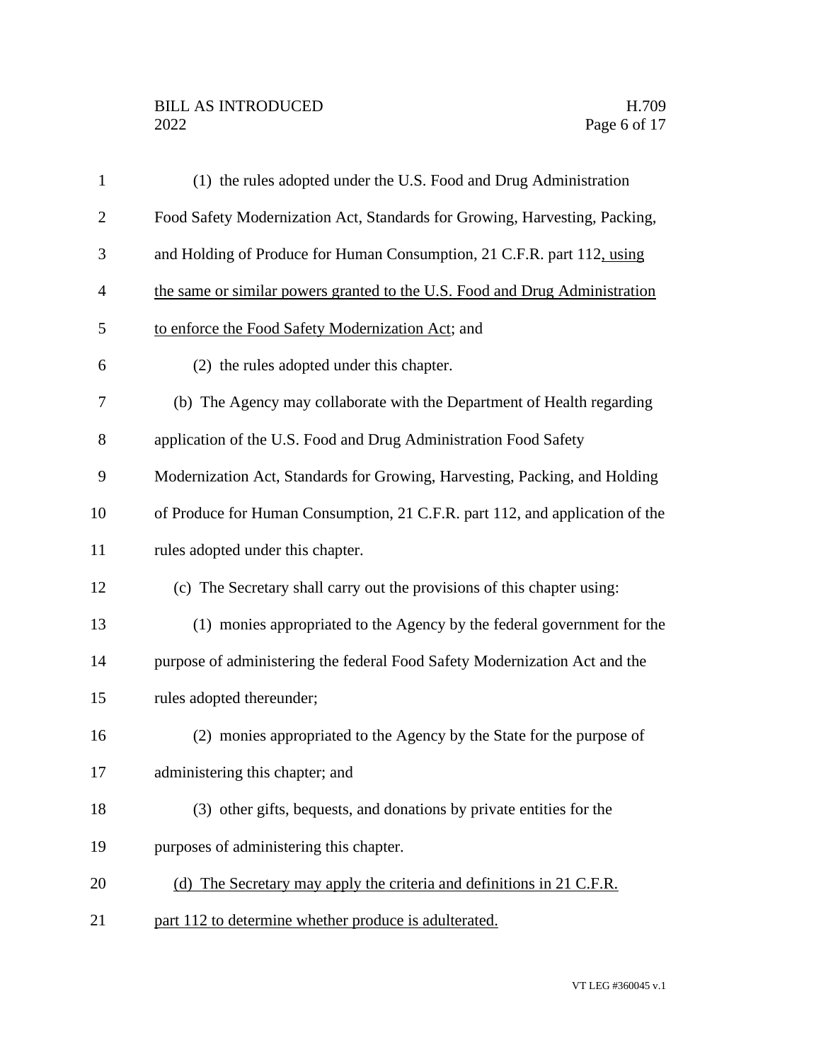(1) the rules adopted under the U.S. Food and Drug Administration Food Safety Modernization Act, Standards for Growing, Harvesting, Packing, and Holding of Produce for Human Consumption, 21 C.F.R. part 112<u>, using the same or similar powers granted to the U.S. Food and Drug Administration to enforce the Food Safety Modernization Act</u>; and

(2) the rules adopted under this chapter.

(b) The Agency may collaborate with the Department of Health regarding application of the U.S. Food and Drug Administration Food Safety Modernization Act, Standards for Growing, Harvesting, Packing, and Holding of Produce for Human Consumption, 21 C.F.R. part 112, and application of the rules adopted under this chapter.

(c) The Secretary shall carry out the provisions of this chapter using:

(1) monies appropriated to the Agency by the federal government for the purpose of administering the federal Food Safety Modernization Act and the rules adopted thereunder;

(2) monies appropriated to the Agency by the State for the purpose of administering this chapter; and

(3) other gifts, bequests, and donations by private entities for the purposes of administering this chapter.

<u>(d) The Secretary may apply the criteria and definitions in 21 C.F.R. part 112 to determine whether produce is adulterated.</u>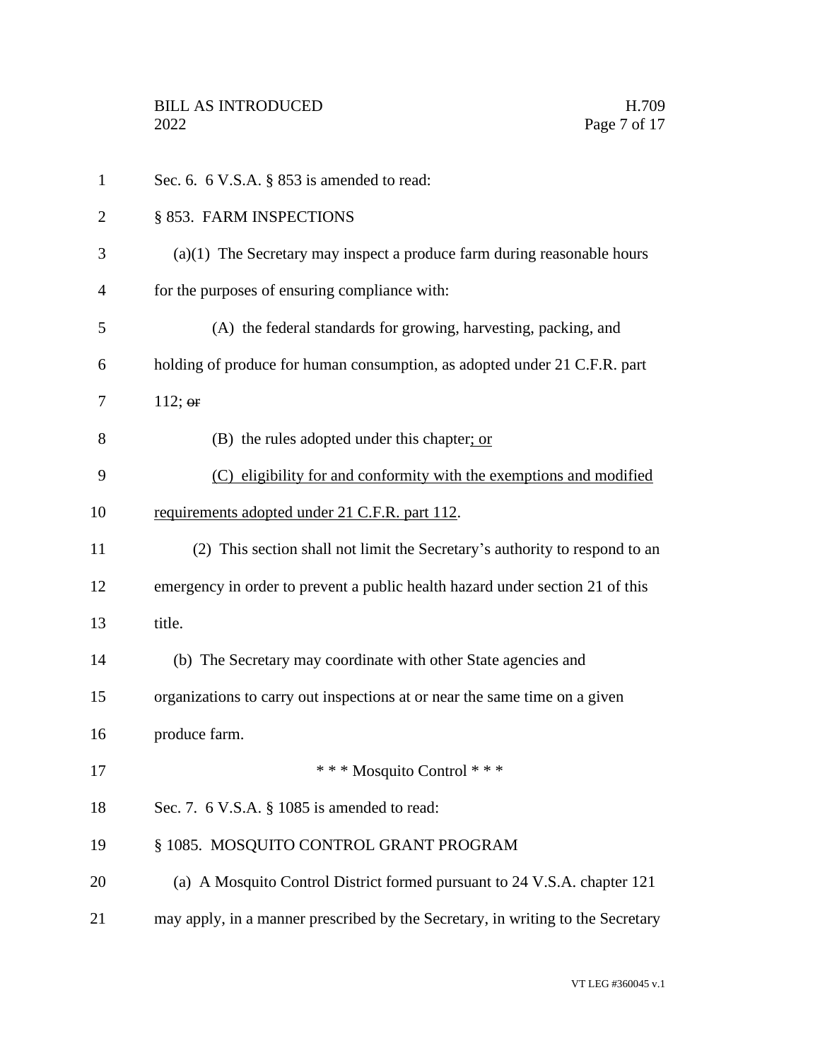Sec. 6. 6 V.S.A. § 853 is amended to read:

§ 853. FARM INSPECTIONS

(a)(1) The Secretary may inspect a produce farm during reasonable hours for the purposes of ensuring compliance with:

(A) the federal standards for growing, harvesting, packing, and holding of produce for human consumption, as adopted under 21 C.F.R. part 112; ~~or~~

(B) the rules adopted under this chapter; or

(C) eligibility for and conformity with the exemptions and modified requirements adopted under 21 C.F.R. part 112.

(2) This section shall not limit the Secretary's authority to respond to an emergency in order to prevent a public health hazard under section 21 of this title.

(b) The Secretary may coordinate with other State agencies and organizations to carry out inspections at or near the same time on a given produce farm.

\* \* \* Mosquito Control \* \* \*

Sec. 7. 6 V.S.A. § 1085 is amended to read:

§ 1085. MOSQUITO CONTROL GRANT PROGRAM

(a) A Mosquito Control District formed pursuant to 24 V.S.A. chapter 121 may apply, in a manner prescribed by the Secretary, in writing to the Secretary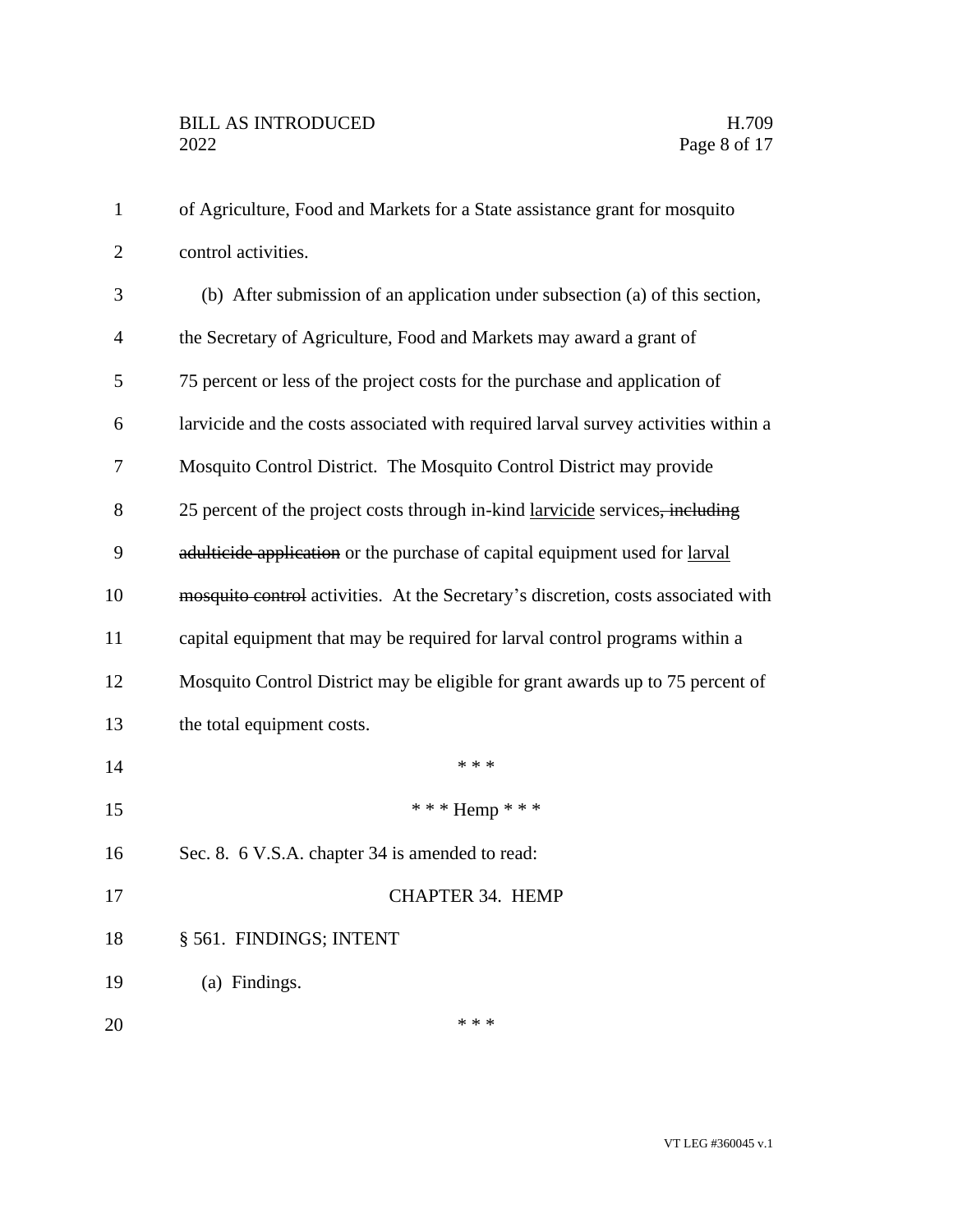of Agriculture, Food and Markets for a State assistance grant for mosquito control activities.

(b) After submission of an application under subsection (a) of this section, the Secretary of Agriculture, Food and Markets may award a grant of 75 percent or less of the project costs for the purchase and application of larvicide and the costs associated with required larval survey activities within a Mosquito Control District. The Mosquito Control District may provide 25 percent of the project costs through in-kind <u>larvicide</u> services~~, including adulticide application~~ or the purchase of capital equipment used for <u>larval</u> ~~mosquito control~~ activities. At the Secretary's discretion, costs associated with capital equipment that may be required for larval control programs within a Mosquito Control District may be eligible for grant awards up to 75 percent of the total equipment costs.

\* \* \*

\* \* \* Hemp \* \* \*

Sec. 8. 6 V.S.A. chapter 34 is amended to read:

CHAPTER 34. HEMP

§ 561. FINDINGS; INTENT

(a) Findings.

\* \* \*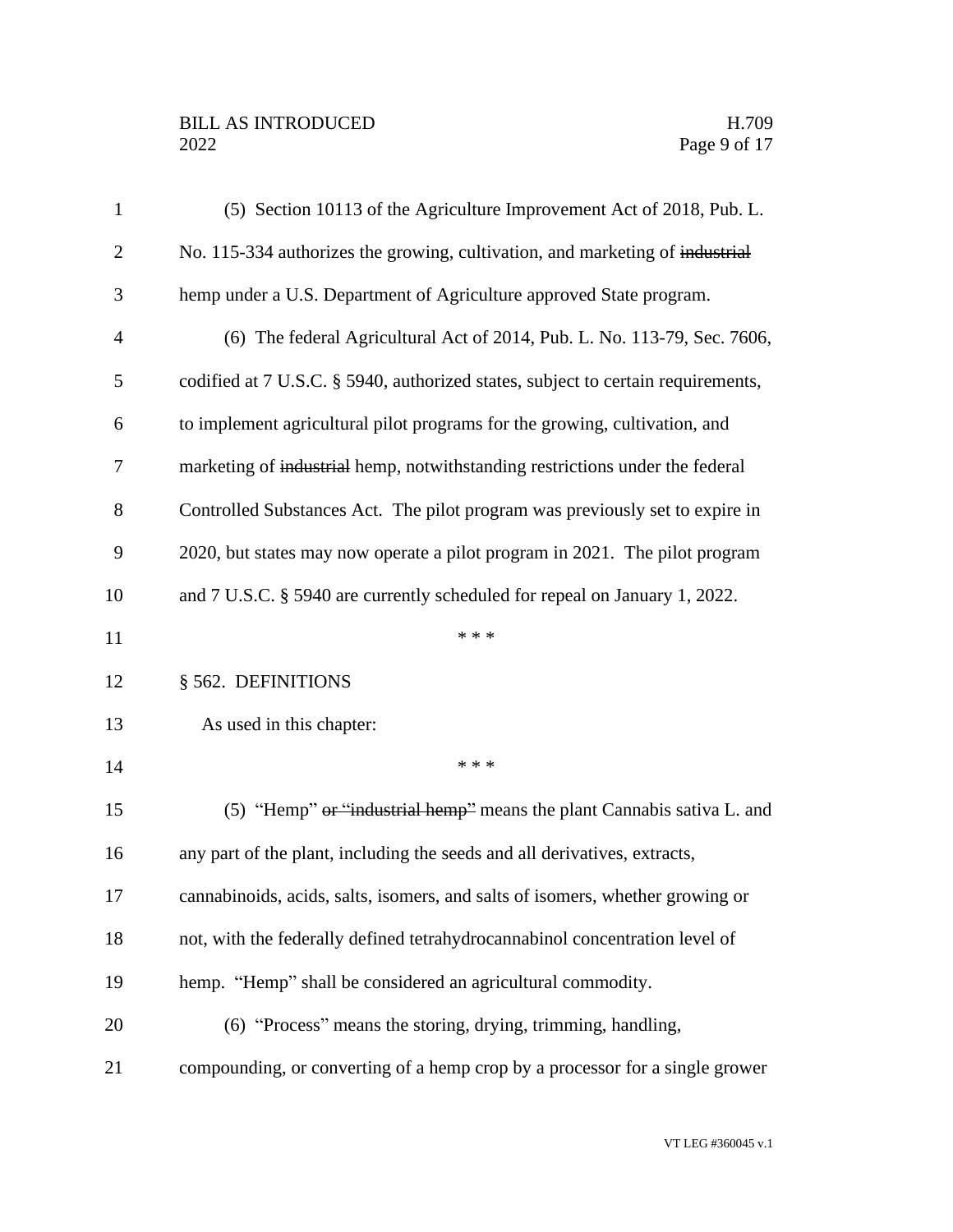(5) Section 10113 of the Agriculture Improvement Act of 2018, Pub. L. No. 115-334 authorizes the growing, cultivation, and marketing of ~~industrial~~ hemp under a U.S. Department of Agriculture approved State program.

(6) The federal Agricultural Act of 2014, Pub. L. No. 113-79, Sec. 7606, codified at 7 U.S.C. § 5940, authorized states, subject to certain requirements, to implement agricultural pilot programs for the growing, cultivation, and marketing of ~~industrial~~ hemp, notwithstanding restrictions under the federal Controlled Substances Act. The pilot program was previously set to expire in 2020, but states may now operate a pilot program in 2021. The pilot program and 7 U.S.C. § 5940 are currently scheduled for repeal on January 1, 2022.

\* \* \*

§ 562. DEFINITIONS

As used in this chapter:

\* \* \*

(5) "Hemp" ~~or "industrial hemp"~~ means the plant Cannabis sativa L. and any part of the plant, including the seeds and all derivatives, extracts, cannabinoids, acids, salts, isomers, and salts of isomers, whether growing or not, with the federally defined tetrahydrocannabinol concentration level of hemp. "Hemp" shall be considered an agricultural commodity.

(6) "Process" means the storing, drying, trimming, handling, compounding, or converting of a hemp crop by a processor for a single grower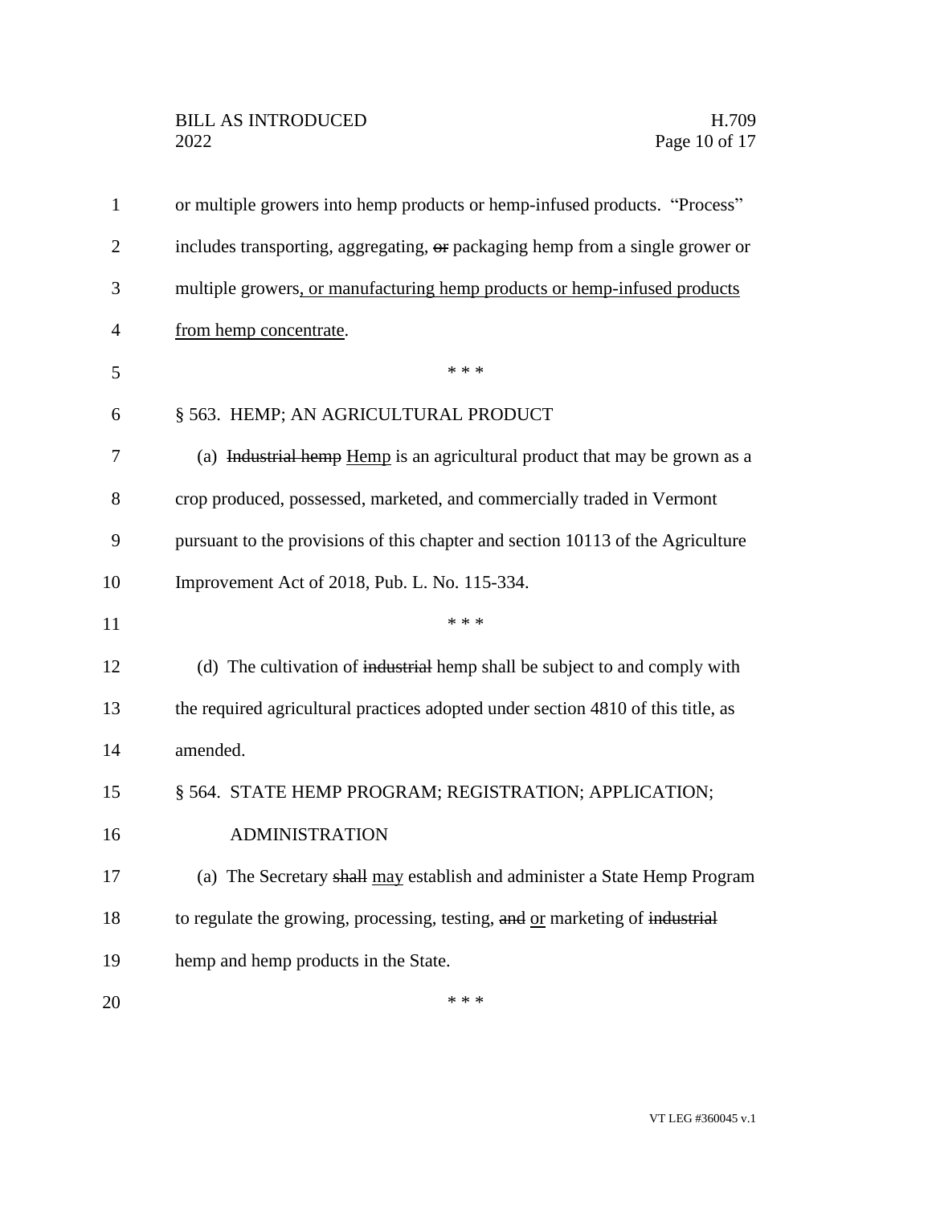or multiple growers into hemp products or hemp-infused products. "Process" includes transporting, aggregating, ~~or~~ packaging hemp from a single grower or multiple growers, or manufacturing hemp products or hemp-infused products from hemp concentrate.

\* \* \*

§ 563. HEMP; AN AGRICULTURAL PRODUCT

(a) ~~Industrial hemp~~ Hemp is an agricultural product that may be grown as a crop produced, possessed, marketed, and commercially traded in Vermont pursuant to the provisions of this chapter and section 10113 of the Agriculture Improvement Act of 2018, Pub. L. No. 115-334.

\* \* \*

(d) The cultivation of ~~industrial~~ hemp shall be subject to and comply with the required agricultural practices adopted under section 4810 of this title, as amended.

§ 564. STATE HEMP PROGRAM; REGISTRATION; APPLICATION; ADMINISTRATION

(a) The Secretary ~~shall~~ may establish and administer a State Hemp Program to regulate the growing, processing, testing, ~~and~~ or marketing of ~~industrial~~ hemp and hemp products in the State.

\* \* \*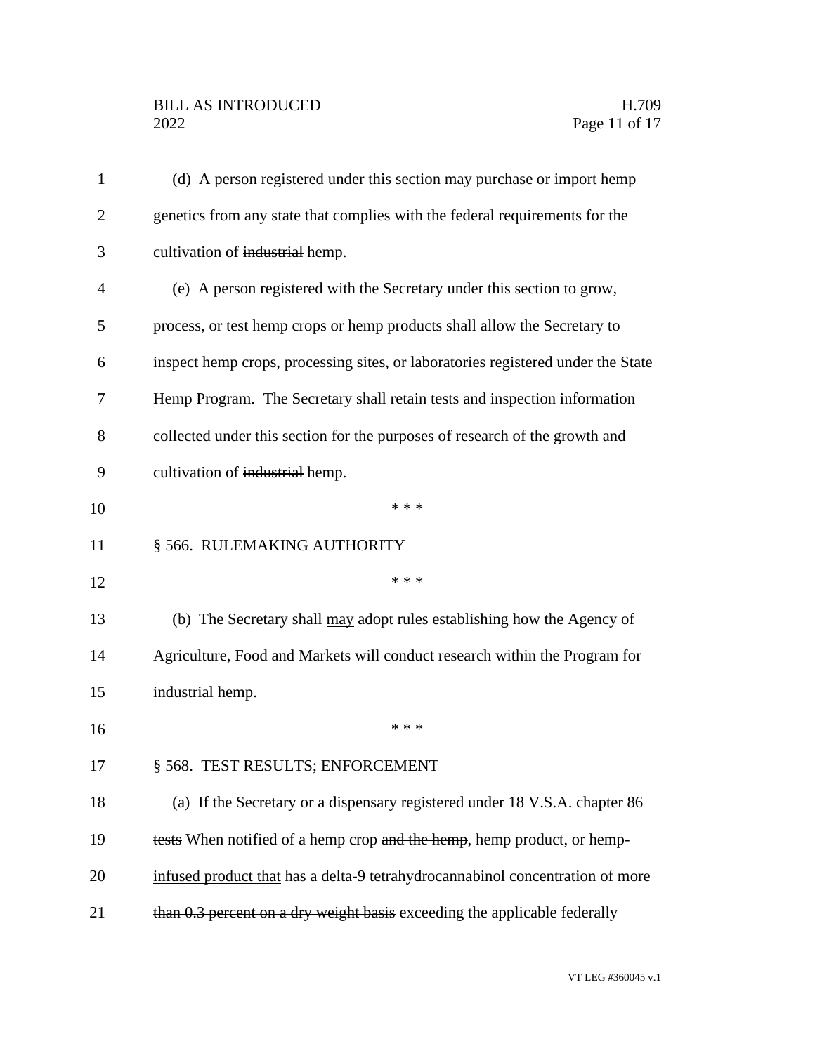(d) A person registered under this section may purchase or import hemp genetics from any state that complies with the federal requirements for the cultivation of ~~industrial~~ hemp.

(e) A person registered with the Secretary under this section to grow, process, or test hemp crops or hemp products shall allow the Secretary to inspect hemp crops, processing sites, or laboratories registered under the State Hemp Program. The Secretary shall retain tests and inspection information collected under this section for the purposes of research of the growth and cultivation of ~~industrial~~ hemp.

\* \* \*

§ 566. RULEMAKING AUTHORITY

\* \* \*

(b) The Secretary ~~shall~~ <u>may</u> adopt rules establishing how the Agency of Agriculture, Food and Markets will conduct research within the Program for ~~industrial~~ hemp.

\* \* \*

§ 568. TEST RESULTS; ENFORCEMENT

(a) ~~If the Secretary or a dispensary registered under 18 V.S.A. chapter 86 tests~~ <u>When notified of</u> a hemp crop ~~and the hemp~~<u>, hemp product, or hemp-infused product that</u> has a delta-9 tetrahydrocannabinol concentration ~~of more than 0.3 percent on a dry weight basis~~ <u>exceeding the applicable federally</u>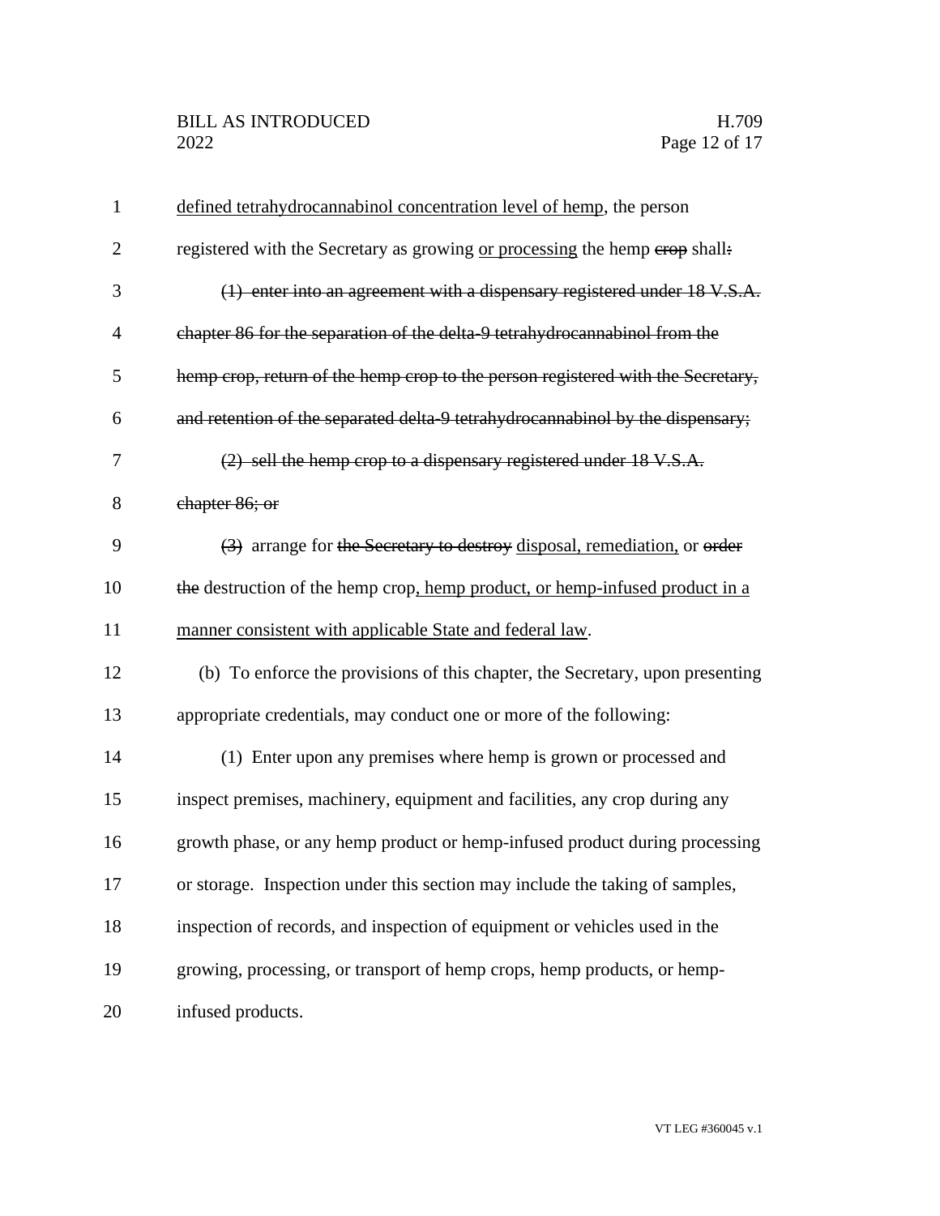defined tetrahydrocannabinol concentration level of hemp, the person registered with the Secretary as growing or processing the hemp ~~crop~~ shall~~:~~

~~(1) enter into an agreement with a dispensary registered under 18 V.S.A. chapter 86 for the separation of the delta-9 tetrahydrocannabinol from the hemp crop, return of the hemp crop to the person registered with the Secretary, and retention of the separated delta-9 tetrahydrocannabinol by the dispensary;~~

~~(2) sell the hemp crop to a dispensary registered under 18 V.S.A. chapter 86; or~~

~~(3)~~ arrange for ~~the Secretary to destroy~~ disposal, remediation, or ~~order the~~ destruction of the hemp crop, hemp product, or hemp-infused product in a manner consistent with applicable State and federal law.

(b) To enforce the provisions of this chapter, the Secretary, upon presenting appropriate credentials, may conduct one or more of the following:

(1) Enter upon any premises where hemp is grown or processed and inspect premises, machinery, equipment and facilities, any crop during any growth phase, or any hemp product or hemp-infused product during processing or storage. Inspection under this section may include the taking of samples, inspection of records, and inspection of equipment or vehicles used in the growing, processing, or transport of hemp crops, hemp products, or hemp-infused products.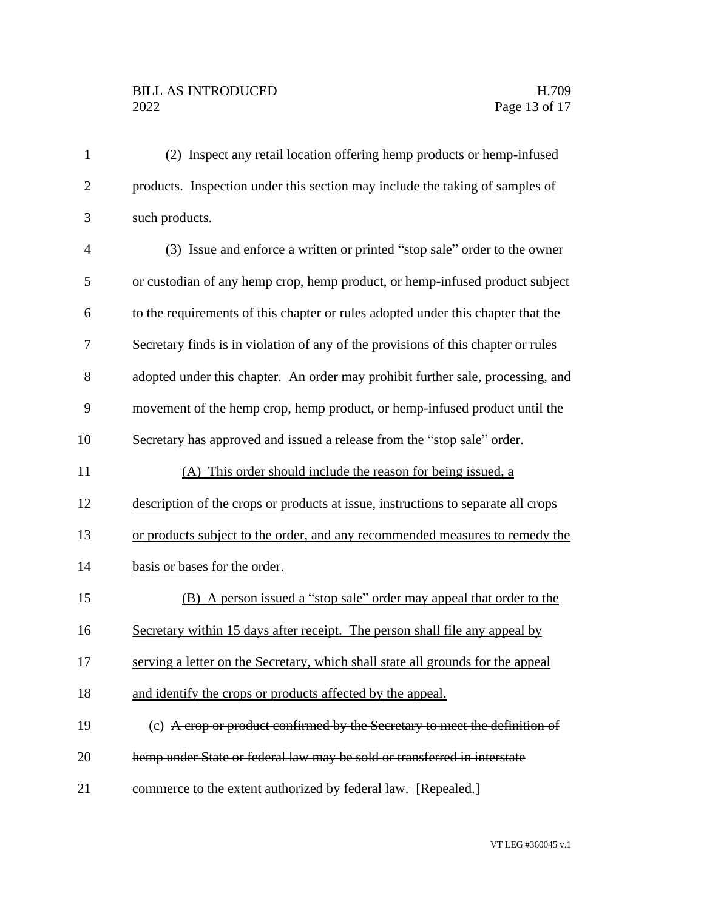(2) Inspect any retail location offering hemp products or hemp-infused products. Inspection under this section may include the taking of samples of such products.

(3) Issue and enforce a written or printed "stop sale" order to the owner or custodian of any hemp crop, hemp product, or hemp-infused product subject to the requirements of this chapter or rules adopted under this chapter that the Secretary finds is in violation of any of the provisions of this chapter or rules adopted under this chapter. An order may prohibit further sale, processing, and movement of the hemp crop, hemp product, or hemp-infused product until the Secretary has approved and issued a release from the "stop sale" order.

<u>(A) This order should include the reason for being issued, a description of the crops or products at issue, instructions to separate all crops or products subject to the order, and any recommended measures to remedy the basis or bases for the order.</u>

<u>(B) A person issued a "stop sale" order may appeal that order to the Secretary within 15 days after receipt. The person shall file any appeal by serving a letter on the Secretary, which shall state all grounds for the appeal and identify the crops or products affected by the appeal.</u>

(c) ~~A crop or product confirmed by the Secretary to meet the definition of hemp under State or federal law may be sold or transferred in interstate commerce to the extent authorized by federal law.~~ [<u>Repealed.</u>]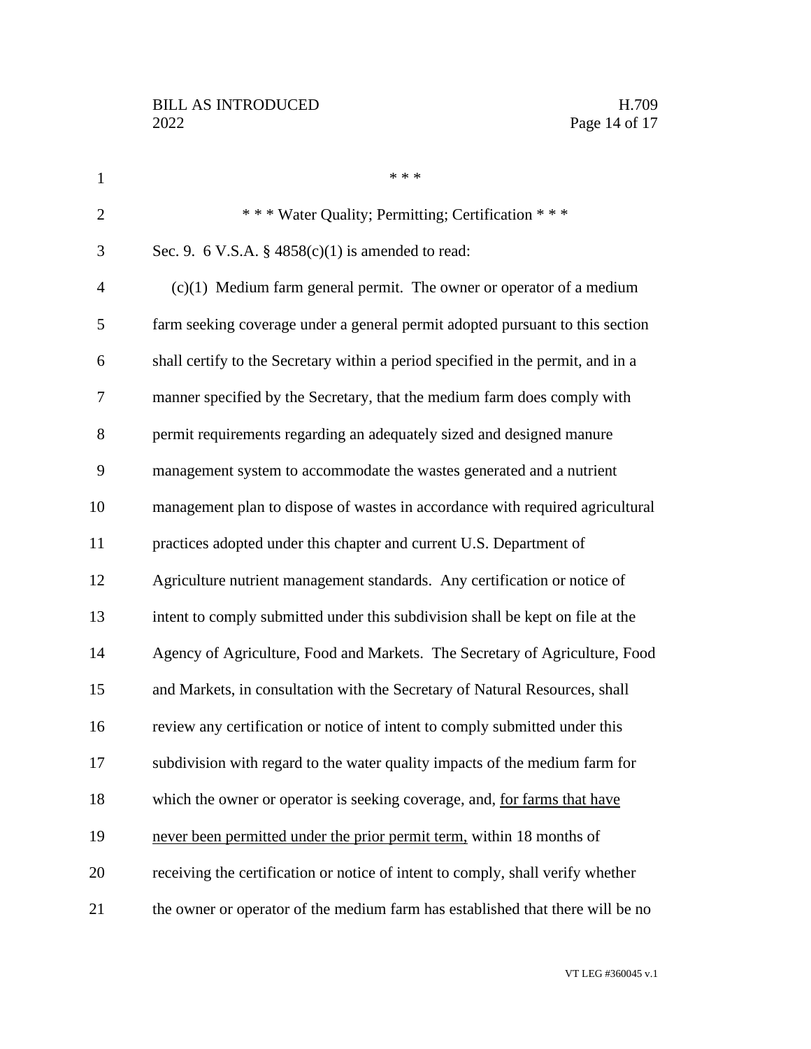\* \* \*

\* \* \* Water Quality; Permitting; Certification \* \* \*

Sec. 9. 6 V.S.A. § 4858(c)(1) is amended to read:

(c)(1) Medium farm general permit. The owner or operator of a medium farm seeking coverage under a general permit adopted pursuant to this section shall certify to the Secretary within a period specified in the permit, and in a manner specified by the Secretary, that the medium farm does comply with permit requirements regarding an adequately sized and designed manure management system to accommodate the wastes generated and a nutrient management plan to dispose of wastes in accordance with required agricultural practices adopted under this chapter and current U.S. Department of Agriculture nutrient management standards. Any certification or notice of intent to comply submitted under this subdivision shall be kept on file at the Agency of Agriculture, Food and Markets. The Secretary of Agriculture, Food and Markets, in consultation with the Secretary of Natural Resources, shall review any certification or notice of intent to comply submitted under this subdivision with regard to the water quality impacts of the medium farm for which the owner or operator is seeking coverage, and, <u>for farms that have never been permitted under the prior permit term,</u> within 18 months of receiving the certification or notice of intent to comply, shall verify whether the owner or operator of the medium farm has established that there will be no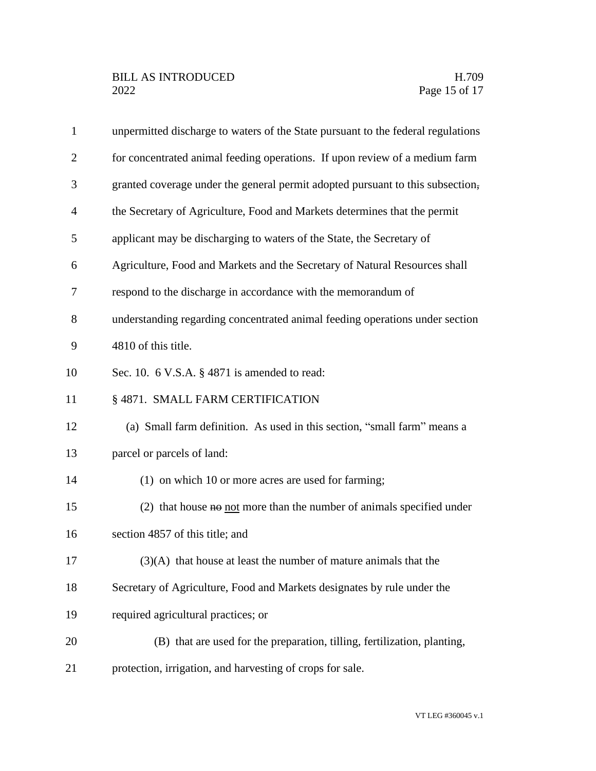unpermitted discharge to waters of the State pursuant to the federal regulations for concentrated animal feeding operations. If upon review of a medium farm granted coverage under the general permit adopted pursuant to this subsection, the Secretary of Agriculture, Food and Markets determines that the permit applicant may be discharging to waters of the State, the Secretary of Agriculture, Food and Markets and the Secretary of Natural Resources shall respond to the discharge in accordance with the memorandum of understanding regarding concentrated animal feeding operations under section 4810 of this title.

Sec. 10. 6 V.S.A. § 4871 is amended to read:

§ 4871. SMALL FARM CERTIFICATION

(a) Small farm definition. As used in this section, "small farm" means a parcel or parcels of land:

(1) on which 10 or more acres are used for farming;

(2) that house ~~no~~ not more than the number of animals specified under section 4857 of this title; and

(3)(A) that house at least the number of mature animals that the Secretary of Agriculture, Food and Markets designates by rule under the required agricultural practices; or

(B) that are used for the preparation, tilling, fertilization, planting, protection, irrigation, and harvesting of crops for sale.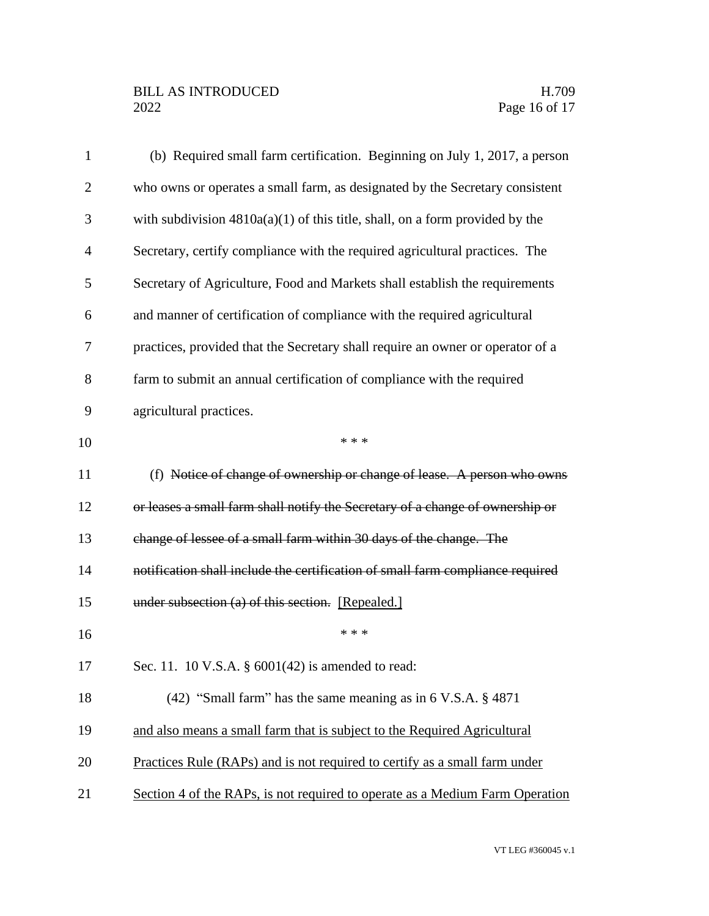(b) Required small farm certification. Beginning on July 1, 2017, a person who owns or operates a small farm, as designated by the Secretary consistent with subdivision 4810a(a)(1) of this title, shall, on a form provided by the Secretary, certify compliance with the required agricultural practices. The Secretary of Agriculture, Food and Markets shall establish the requirements and manner of certification of compliance with the required agricultural practices, provided that the Secretary shall require an owner or operator of a farm to submit an annual certification of compliance with the required agricultural practices.

\* \* \*

(f) ~~Notice of change of ownership or change of lease. A person who owns or leases a small farm shall notify the Secretary of a change of ownership or change of lessee of a small farm within 30 days of the change. The notification shall include the certification of small farm compliance required under subsection (a) of this section.~~ <u>[Repealed.]</u>

\* \* \*

Sec. 11. 10 V.S.A. § 6001(42) is amended to read:

(42) "Small farm" has the same meaning as in 6 V.S.A. § 4871 <u>and also means a small farm that is subject to the Required Agricultural Practices Rule (RAPs) and is not required to certify as a small farm under Section 4 of the RAPs, is not required to operate as a Medium Farm Operation</u>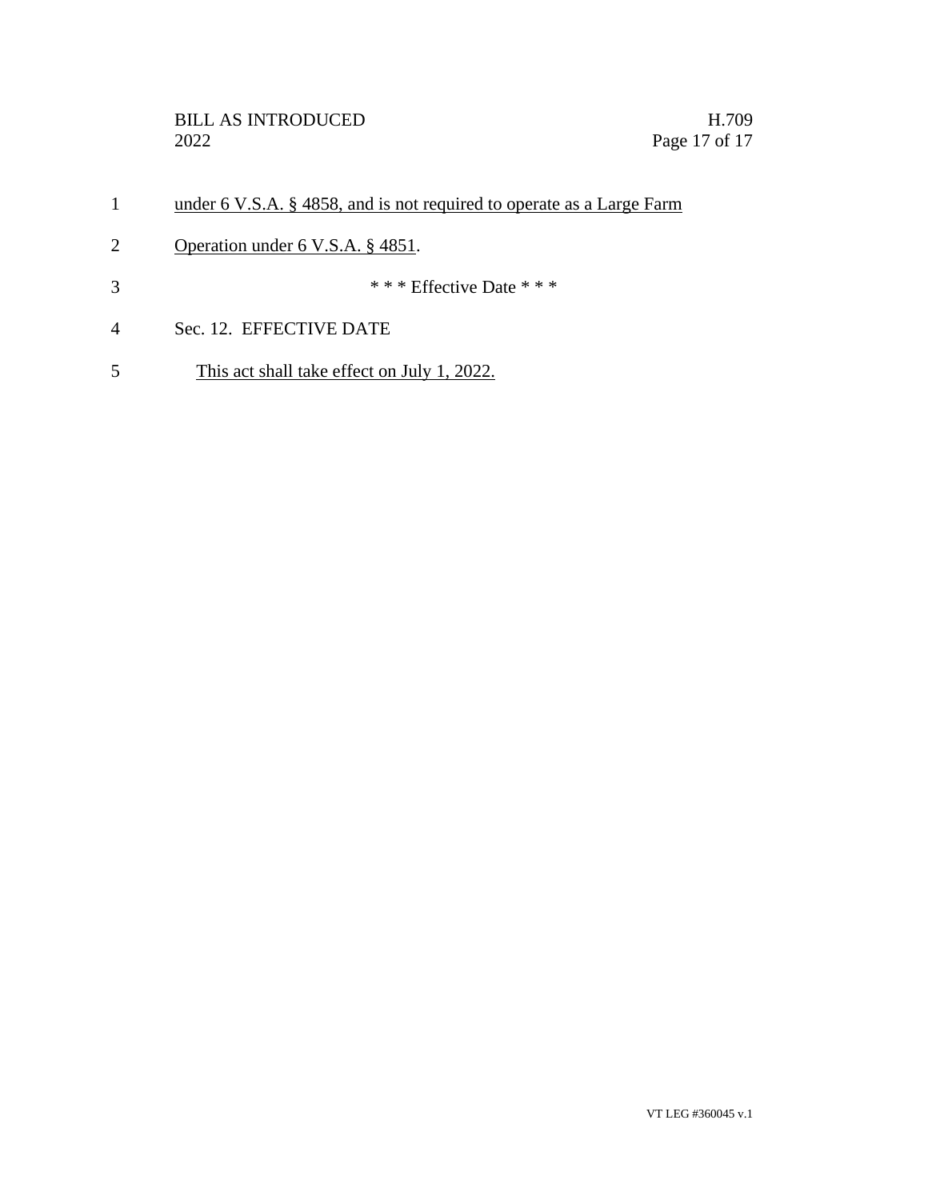under 6 V.S.A. § 4858, and is not required to operate as a Large Farm Operation under 6 V.S.A. § 4851.

\* \* \* Effective Date \* \* \*

Sec. 12. EFFECTIVE DATE

This act shall take effect on July 1, 2022.